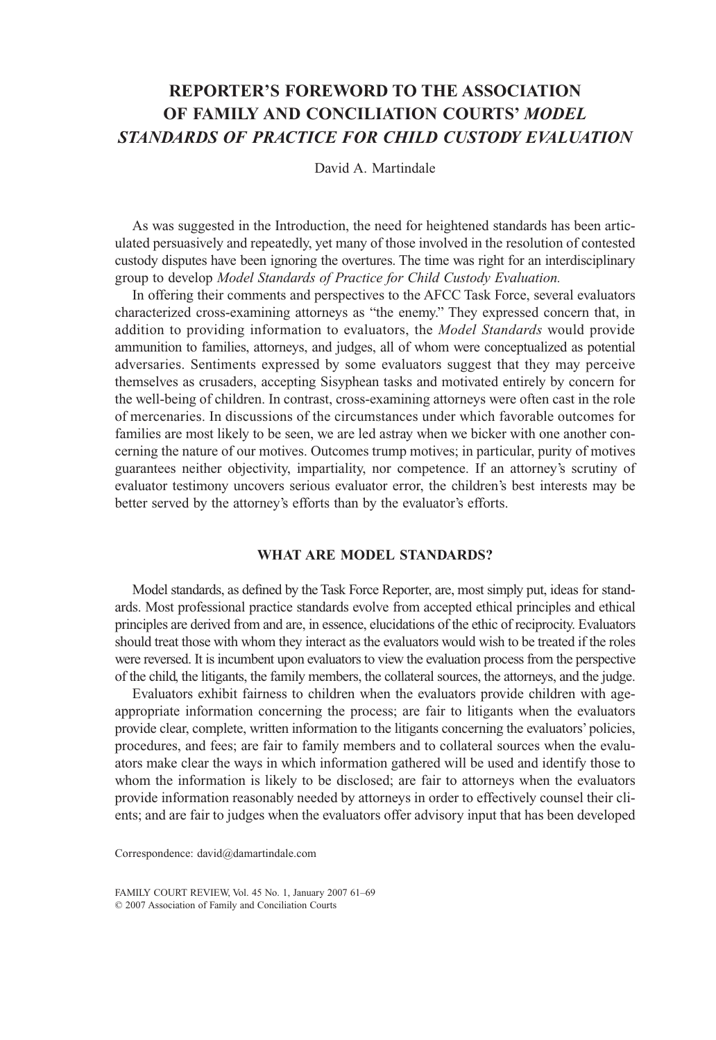# REPORTER'S FOREWORD TO THE ASSOCIATION OF FAMILY AND CONCILIATION COURTS' *MODEL STANDARDS OF PRACTICE FOR CHILD CUSTODY EVALUATION*

David A. Martindale

As was suggested in the Introduction, the need for heightened standards has been articulated persuasively and repeatedly, yet many of those involved in the resolution of contested custody disputes have been ignoring the overtures. The time was right for an interdisciplinary group to develop *Model Standards of Practice for Child Custody Evaluation.*

In offering their comments and perspectives to the AFCC Task Force, several evaluators characterized cross-examining attorneys as "the enemy." They expressed concern that, in addition to providing information to evaluators, the *Model Standards* would provide ammunition to families, attorneys, and judges, all of whom were conceptualized as potential adversaries. Sentiments expressed by some evaluators suggest that they may perceive themselves as crusaders, accepting Sisyphean tasks and motivated entirely by concern for the well-being of children. In contrast, cross-examining attorneys were often cast in the role of mercenaries. In discussions of the circumstances under which favorable outcomes for families are most likely to be seen, we are led astray when we bicker with one another concerning the nature of our motives. Outcomes trump motives; in particular, purity of motives guarantees neither objectivity, impartiality, nor competence. If an attorney's scrutiny of evaluator testimony uncovers serious evaluator error, the children's best interests may be better served by the attorney's efforts than by the evaluator's efforts.

## WHAT ARE MODEL STANDARDS?

Model standards, as defined by the Task Force Reporter, are, most simply put, ideas for standards. Most professional practice standards evolve from accepted ethical principles and ethical principles are derived from and are, in essence, elucidations of the ethic of reciprocity. Evaluators should treat those with whom they interact as the evaluators would wish to be treated if the roles were reversed. It is incumbent upon evaluators to view the evaluation process from the perspective of the child, the litigants, the family members, the collateral sources, the attorneys, and the judge.

Evaluators exhibit fairness to children when the evaluators provide children with age-appropriate information concerning the process; are fair to litigants when the evaluators provide clear, complete, written information to the litigants concerning the evaluators' policies, procedures, and fees; are fair to family members and to collateral sources when the evaluators make clear the ways in which information gathered will be used and identify those to whom the information is likely to be disclosed; are fair to attorneys when the evaluators provide information reasonably needed by attorneys in order to effectively counsel their clients; and are fair to judges when the evaluators offer advisory input that has been developed

Correspondence: david@damartindale.com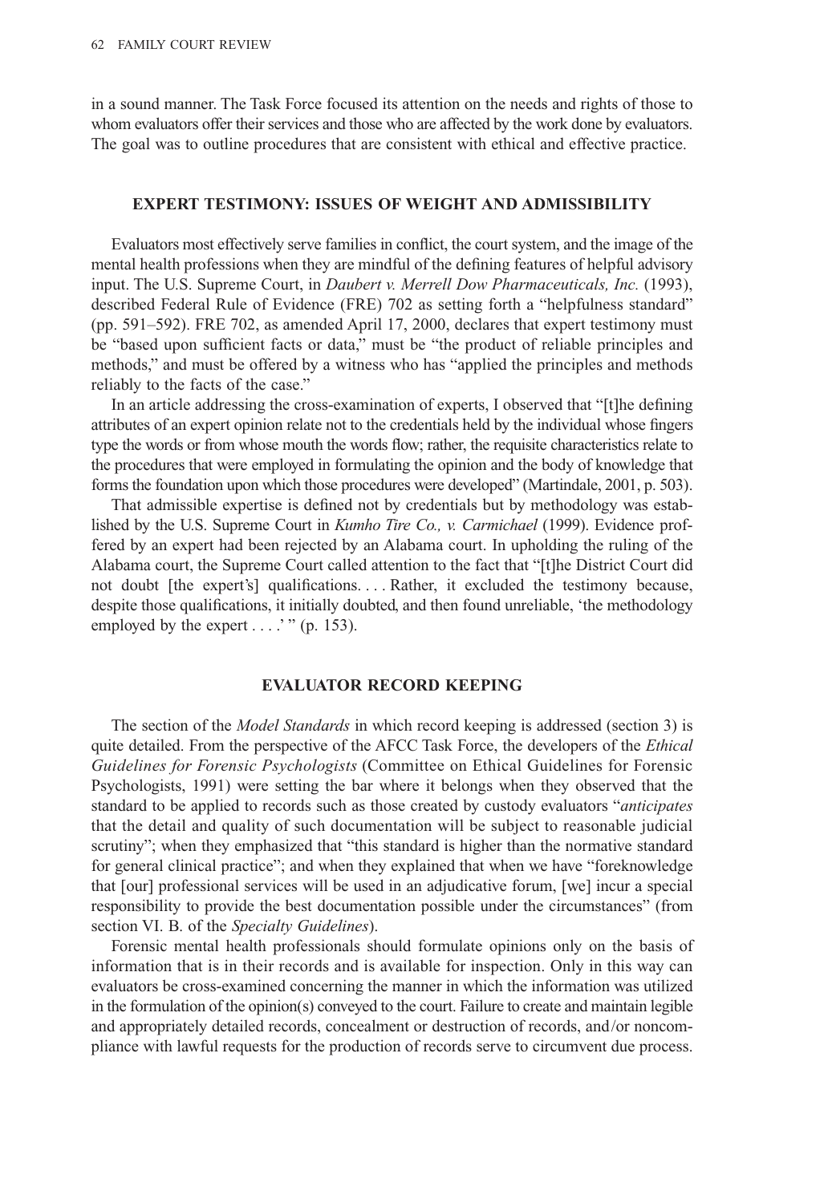in a sound manner. The Task Force focused its attention on the needs and rights of those to whom evaluators offer their services and those who are affected by the work done by evaluators. The goal was to outline procedures that are consistent with ethical and effective practice.

## EXPERT TESTIMONY: ISSUES OF WEIGHT AND ADMISSIBILITY

Evaluators most effectively serve families in conflict, the court system, and the image of the mental health professions when they are mindful of the defining features of helpful advisory input. The U.S. Supreme Court, in *Daubert v. Merrell Dow Pharmaceuticals, Inc.* (1993), described Federal Rule of Evidence (FRE) 702 as setting forth a "helpfulness standard" (pp. 591–592). FRE 702, as amended April 17, 2000, declares that expert testimony must be "based upon sufficient facts or data," must be "the product of reliable principles and methods," and must be offered by a witness who has "applied the principles and methods reliably to the facts of the case."

In an article addressing the cross-examination of experts, I observed that "[t]he defining attributes of an expert opinion relate not to the credentials held by the individual whose fingers type the words or from whose mouth the words flow; rather, the requisite characteristics relate to the procedures that were employed in formulating the opinion and the body of knowledge that forms the foundation upon which those procedures were developed" (Martindale, 2001, p. 503).

That admissible expertise is defined not by credentials but by methodology was established by the U.S. Supreme Court in *Kumho Tire Co., v. Carmichael* (1999). Evidence proffered by an expert had been rejected by an Alabama court. In upholding the ruling of the Alabama court, the Supreme Court called attention to the fact that "[t]he District Court did not doubt [the expert's] qualifications. . . . Rather, it excluded the testimony because, despite those qualifications, it initially doubted, and then found unreliable, 'the methodology employed by the expert . . . .' " (p. 153).

## EVALUATOR RECORD KEEPING

The section of the *Model Standards* in which record keeping is addressed (section 3) is quite detailed. From the perspective of the AFCC Task Force, the developers of the *Ethical Guidelines for Forensic Psychologists* (Committee on Ethical Guidelines for Forensic Psychologists, 1991) were setting the bar where it belongs when they observed that the standard to be applied to records such as those created by custody evaluators "*anticipates* that the detail and quality of such documentation will be subject to reasonable judicial scrutiny"; when they emphasized that "this standard is higher than the normative standard for general clinical practice"; and when they explained that when we have "foreknowledge that [our] professional services will be used in an adjudicative forum, [we] incur a special responsibility to provide the best documentation possible under the circumstances" (from section VI. B. of the *Specialty Guidelines*).

Forensic mental health professionals should formulate opinions only on the basis of information that is in their records and is available for inspection. Only in this way can evaluators be cross-examined concerning the manner in which the information was utilized in the formulation of the opinion(s) conveyed to the court. Failure to create and maintain legible and appropriately detailed records, concealment or destruction of records, and/or noncompliance with lawful requests for the production of records serve to circumvent due process.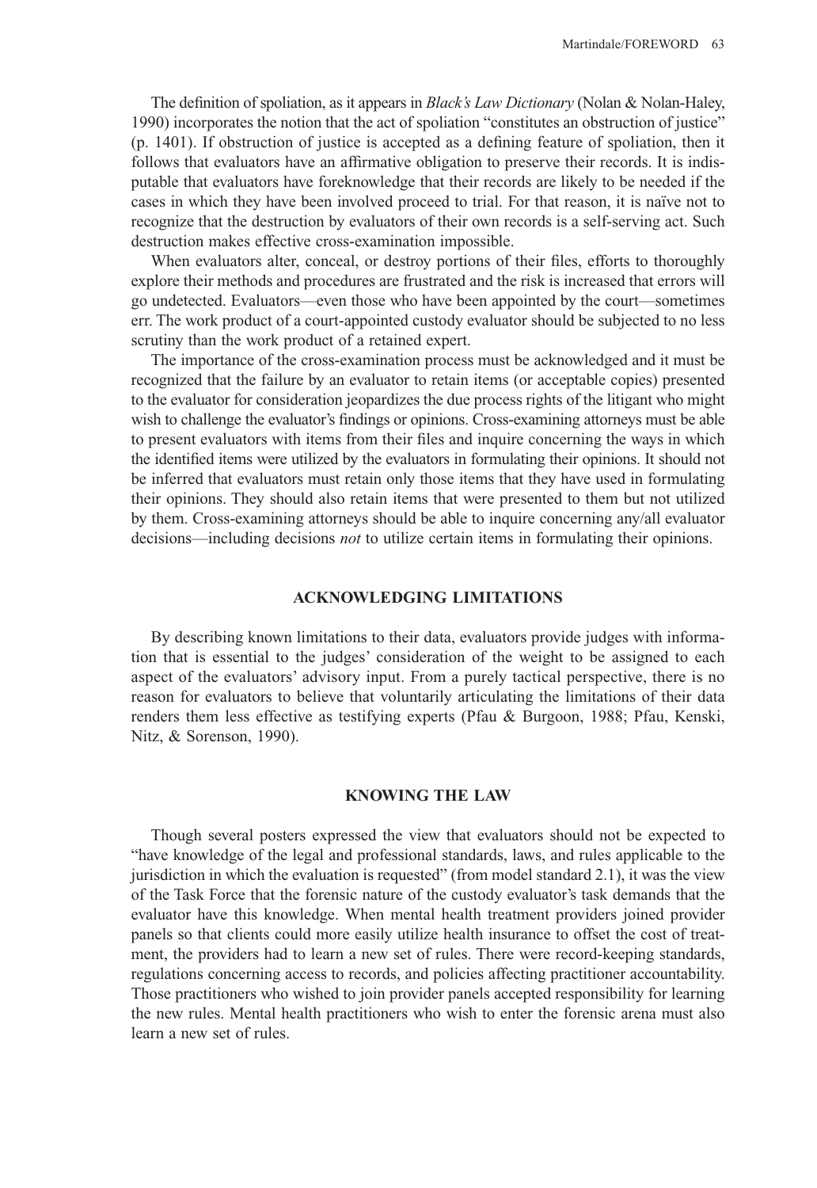The definition of spoliation, as it appears in *Black's Law Dictionary* (Nolan & Nolan-Haley, 1990) incorporates the notion that the act of spoliation "constitutes an obstruction of justice" (p. 1401). If obstruction of justice is accepted as a defining feature of spoliation, then it follows that evaluators have an affirmative obligation to preserve their records. It is indisputable that evaluators have foreknowledge that their records are likely to be needed if the cases in which they have been involved proceed to trial. For that reason, it is naïve not to recognize that the destruction by evaluators of their own records is a self-serving act. Such destruction makes effective cross-examination impossible.

When evaluators alter, conceal, or destroy portions of their files, efforts to thoroughly explore their methods and procedures are frustrated and the risk is increased that errors will go undetected. Evaluators—even those who have been appointed by the court—sometimes err. The work product of a court-appointed custody evaluator should be subjected to no less scrutiny than the work product of a retained expert.

The importance of the cross-examination process must be acknowledged and it must be recognized that the failure by an evaluator to retain items (or acceptable copies) presented to the evaluator for consideration jeopardizes the due process rights of the litigant who might wish to challenge the evaluator's findings or opinions. Cross-examining attorneys must be able to present evaluators with items from their files and inquire concerning the ways in which the identified items were utilized by the evaluators in formulating their opinions. It should not be inferred that evaluators must retain only those items that they have used in formulating their opinions. They should also retain items that were presented to them but not utilized by them. Cross-examining attorneys should be able to inquire concerning any/all evaluator decisions—including decisions *not* to utilize certain items in formulating their opinions.

## ACKNOWLEDGING LIMITATIONS

By describing known limitations to their data, evaluators provide judges with information that is essential to the judges' consideration of the weight to be assigned to each aspect of the evaluators' advisory input. From a purely tactical perspective, there is no reason for evaluators to believe that voluntarily articulating the limitations of their data renders them less effective as testifying experts (Pfau & Burgoon, 1988; Pfau, Kenski, Nitz, & Sorenson, 1990).

## KNOWING THE LAW

Though several posters expressed the view that evaluators should not be expected to "have knowledge of the legal and professional standards, laws, and rules applicable to the jurisdiction in which the evaluation is requested" (from model standard 2.1), it was the view of the Task Force that the forensic nature of the custody evaluator's task demands that the evaluator have this knowledge. When mental health treatment providers joined provider panels so that clients could more easily utilize health insurance to offset the cost of treatment, the providers had to learn a new set of rules. There were record-keeping standards, regulations concerning access to records, and policies affecting practitioner accountability. Those practitioners who wished to join provider panels accepted responsibility for learning the new rules. Mental health practitioners who wish to enter the forensic arena must also learn a new set of rules.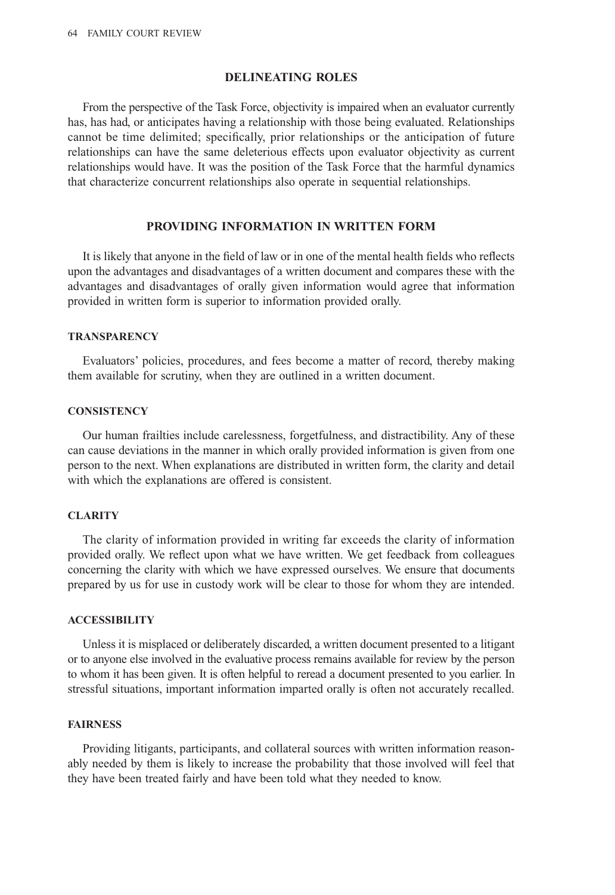## DELINEATING ROLES

From the perspective of the Task Force, objectivity is impaired when an evaluator currently has, has had, or anticipates having a relationship with those being evaluated. Relationships cannot be time delimited; specifically, prior relationships or the anticipation of future relationships can have the same deleterious effects upon evaluator objectivity as current relationships would have. It was the position of the Task Force that the harmful dynamics that characterize concurrent relationships also operate in sequential relationships.

## PROVIDING INFORMATION IN WRITTEN FORM

It is likely that anyone in the field of law or in one of the mental health fields who reflects upon the advantages and disadvantages of a written document and compares these with the advantages and disadvantages of orally given information would agree that information provided in written form is superior to information provided orally.

### TRANSPARENCY

Evaluators' policies, procedures, and fees become a matter of record, thereby making them available for scrutiny, when they are outlined in a written document.

### CONSISTENCY

Our human frailties include carelessness, forgetfulness, and distractibility. Any of these can cause deviations in the manner in which orally provided information is given from one person to the next. When explanations are distributed in written form, the clarity and detail with which the explanations are offered is consistent.

### CLARITY

The clarity of information provided in writing far exceeds the clarity of information provided orally. We reflect upon what we have written. We get feedback from colleagues concerning the clarity with which we have expressed ourselves. We ensure that documents prepared by us for use in custody work will be clear to those for whom they are intended.

### ACCESSIBILITY

Unless it is misplaced or deliberately discarded, a written document presented to a litigant or to anyone else involved in the evaluative process remains available for review by the person to whom it has been given. It is often helpful to reread a document presented to you earlier. In stressful situations, important information imparted orally is often not accurately recalled.

### FAIRNESS

Providing litigants, participants, and collateral sources with written information reasonably needed by them is likely to increase the probability that those involved will feel that they have been treated fairly and have been told what they needed to know.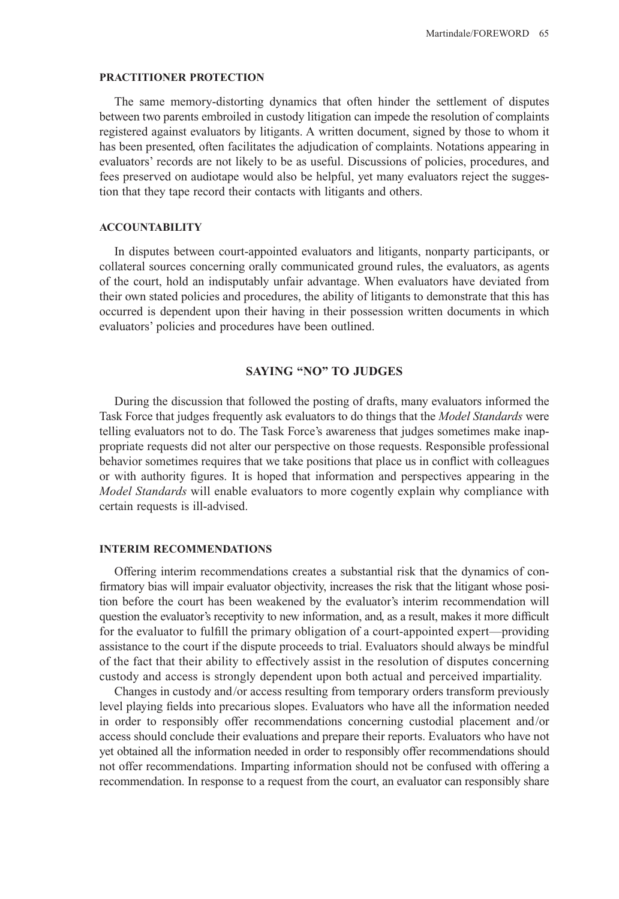### PRACTITIONER PROTECTION

The same memory-distorting dynamics that often hinder the settlement of disputes between two parents embroiled in custody litigation can impede the resolution of complaints registered against evaluators by litigants. A written document, signed by those to whom it has been presented, often facilitates the adjudication of complaints. Notations appearing in evaluators' records are not likely to be as useful. Discussions of policies, procedures, and fees preserved on audiotape would also be helpful, yet many evaluators reject the suggestion that they tape record their contacts with litigants and others.

### ACCOUNTABILITY

In disputes between court-appointed evaluators and litigants, nonparty participants, or collateral sources concerning orally communicated ground rules, the evaluators, as agents of the court, hold an indisputably unfair advantage. When evaluators have deviated from their own stated policies and procedures, the ability of litigants to demonstrate that this has occurred is dependent upon their having in their possession written documents in which evaluators' policies and procedures have been outlined.

## SAYING "NO" TO JUDGES

During the discussion that followed the posting of drafts, many evaluators informed the Task Force that judges frequently ask evaluators to do things that the *Model Standards* were telling evaluators not to do. The Task Force's awareness that judges sometimes make inappropriate requests did not alter our perspective on those requests. Responsible professional behavior sometimes requires that we take positions that place us in conflict with colleagues or with authority figures. It is hoped that information and perspectives appearing in the *Model Standards* will enable evaluators to more cogently explain why compliance with certain requests is ill-advised.

### INTERIM RECOMMENDATIONS

Offering interim recommendations creates a substantial risk that the dynamics of confirmatory bias will impair evaluator objectivity, increases the risk that the litigant whose position before the court has been weakened by the evaluator's interim recommendation will question the evaluator's receptivity to new information, and, as a result, makes it more difficult for the evaluator to fulfill the primary obligation of a court-appointed expert—providing assistance to the court if the dispute proceeds to trial. Evaluators should always be mindful of the fact that their ability to effectively assist in the resolution of disputes concerning custody and access is strongly dependent upon both actual and perceived impartiality.

Changes in custody and/or access resulting from temporary orders transform previously level playing fields into precarious slopes. Evaluators who have all the information needed in order to responsibly offer recommendations concerning custodial placement and/or access should conclude their evaluations and prepare their reports. Evaluators who have not yet obtained all the information needed in order to responsibly offer recommendations should not offer recommendations. Imparting information should not be confused with offering a recommendation. In response to a request from the court, an evaluator can responsibly share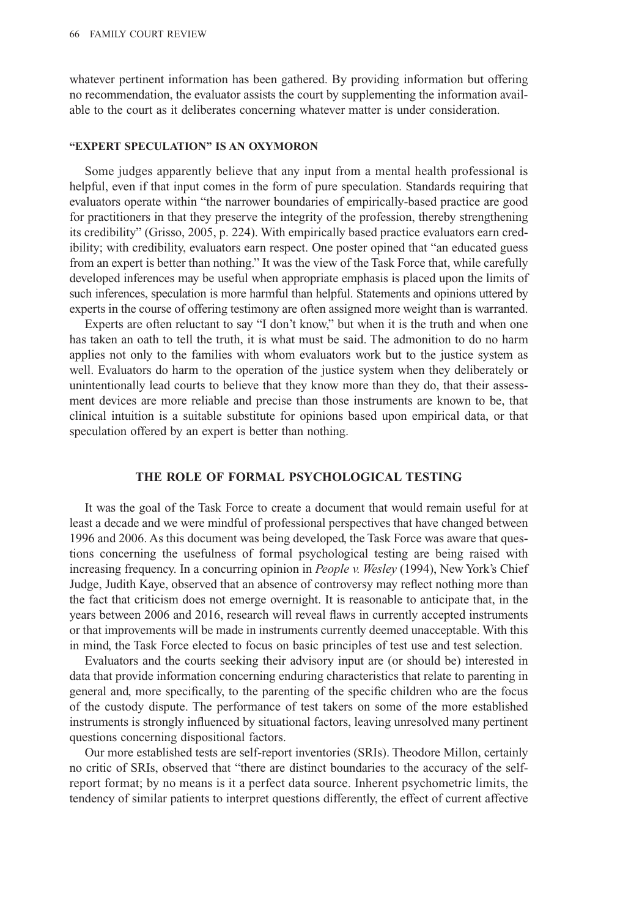whatever pertinent information has been gathered. By providing information but offering no recommendation, the evaluator assists the court by supplementing the information available to the court as it deliberates concerning whatever matter is under consideration.

#### "EXPERT SPECULATION" IS AN OXYMORON

Some judges apparently believe that any input from a mental health professional is helpful, even if that input comes in the form of pure speculation. Standards requiring that evaluators operate within "the narrower boundaries of empirically-based practice are good for practitioners in that they preserve the integrity of the profession, thereby strengthening its credibility" (Grisso, 2005, p. 224). With empirically based practice evaluators earn credibility; with credibility, evaluators earn respect. One poster opined that "an educated guess from an expert is better than nothing." It was the view of the Task Force that, while carefully developed inferences may be useful when appropriate emphasis is placed upon the limits of such inferences, speculation is more harmful than helpful. Statements and opinions uttered by experts in the course of offering testimony are often assigned more weight than is warranted.

Experts are often reluctant to say "I don't know," but when it is the truth and when one has taken an oath to tell the truth, it is what must be said. The admonition to do no harm applies not only to the families with whom evaluators work but to the justice system as well. Evaluators do harm to the operation of the justice system when they deliberately or unintentionally lead courts to believe that they know more than they do, that their assessment devices are more reliable and precise than those instruments are known to be, that clinical intuition is a suitable substitute for opinions based upon empirical data, or that speculation offered by an expert is better than nothing.

## THE ROLE OF FORMAL PSYCHOLOGICAL TESTING

It was the goal of the Task Force to create a document that would remain useful for at least a decade and we were mindful of professional perspectives that have changed between 1996 and 2006. As this document was being developed, the Task Force was aware that questions concerning the usefulness of formal psychological testing are being raised with increasing frequency. In a concurring opinion in *People v. Wesley* (1994), New York's Chief Judge, Judith Kaye, observed that an absence of controversy may reflect nothing more than the fact that criticism does not emerge overnight. It is reasonable to anticipate that, in the years between 2006 and 2016, research will reveal flaws in currently accepted instruments or that improvements will be made in instruments currently deemed unacceptable. With this in mind, the Task Force elected to focus on basic principles of test use and test selection.

Evaluators and the courts seeking their advisory input are (or should be) interested in data that provide information concerning enduring characteristics that relate to parenting in general and, more specifically, to the parenting of the specific children who are the focus of the custody dispute. The performance of test takers on some of the more established instruments is strongly influenced by situational factors, leaving unresolved many pertinent questions concerning dispositional factors.

Our more established tests are self-report inventories (SRIs). Theodore Millon, certainly no critic of SRIs, observed that "there are distinct boundaries to the accuracy of the self-report format; by no means is it a perfect data source. Inherent psychometric limits, the tendency of similar patients to interpret questions differently, the effect of current affective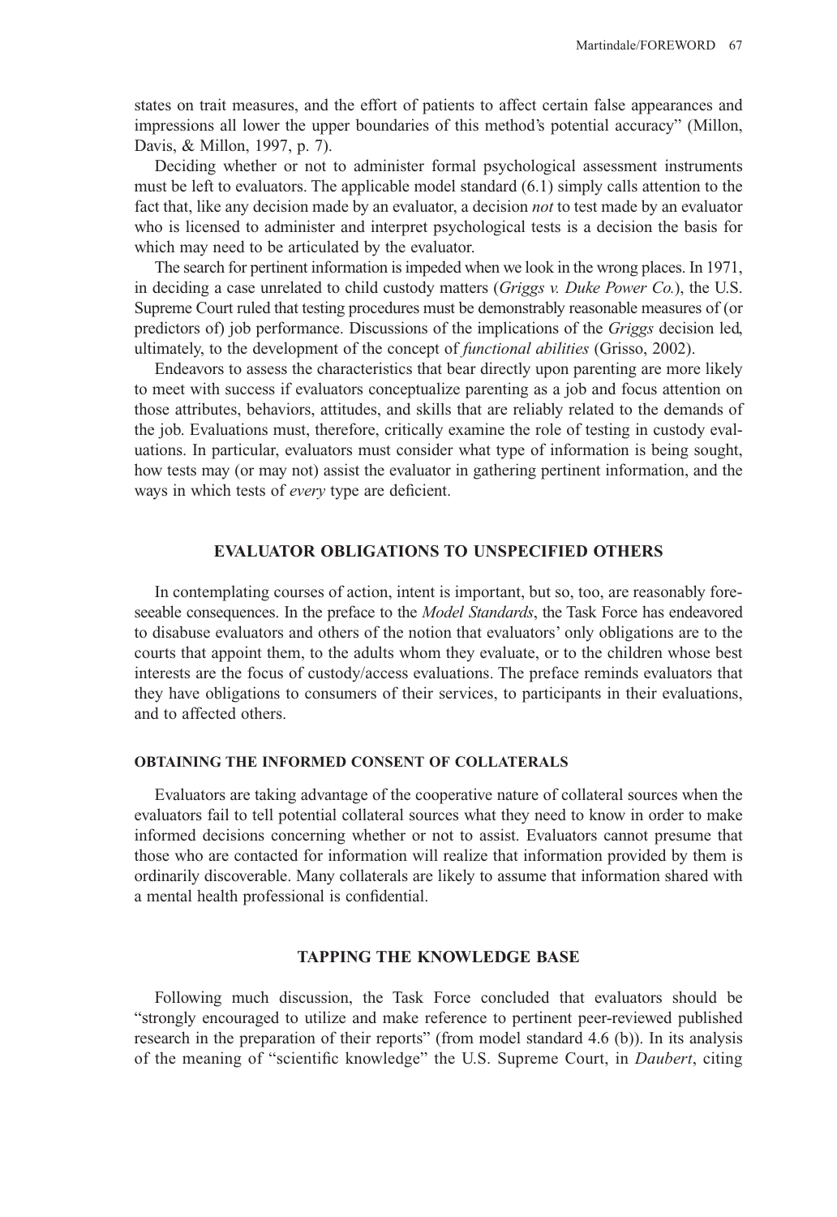states on trait measures, and the effort of patients to affect certain false appearances and impressions all lower the upper boundaries of this method's potential accuracy" (Millon, Davis, & Millon, 1997, p. 7).

Deciding whether or not to administer formal psychological assessment instruments must be left to evaluators. The applicable model standard (6.1) simply calls attention to the fact that, like any decision made by an evaluator, a decision *not* to test made by an evaluator who is licensed to administer and interpret psychological tests is a decision the basis for which may need to be articulated by the evaluator.

The search for pertinent information is impeded when we look in the wrong places. In 1971, in deciding a case unrelated to child custody matters (*Griggs v. Duke Power Co.*), the U.S. Supreme Court ruled that testing procedures must be demonstrably reasonable measures of (or predictors of) job performance. Discussions of the implications of the *Griggs* decision led, ultimately, to the development of the concept of *functional abilities* (Grisso, 2002).

Endeavors to assess the characteristics that bear directly upon parenting are more likely to meet with success if evaluators conceptualize parenting as a job and focus attention on those attributes, behaviors, attitudes, and skills that are reliably related to the demands of the job. Evaluations must, therefore, critically examine the role of testing in custody evaluations. In particular, evaluators must consider what type of information is being sought, how tests may (or may not) assist the evaluator in gathering pertinent information, and the ways in which tests of *every* type are deficient.

## EVALUATOR OBLIGATIONS TO UNSPECIFIED OTHERS

In contemplating courses of action, intent is important, but so, too, are reasonably foreseeable consequences. In the preface to the *Model Standards*, the Task Force has endeavored to disabuse evaluators and others of the notion that evaluators' only obligations are to the courts that appoint them, to the adults whom they evaluate, or to the children whose best interests are the focus of custody/access evaluations. The preface reminds evaluators that they have obligations to consumers of their services, to participants in their evaluations, and to affected others.

### OBTAINING THE INFORMED CONSENT OF COLLATERALS

Evaluators are taking advantage of the cooperative nature of collateral sources when the evaluators fail to tell potential collateral sources what they need to know in order to make informed decisions concerning whether or not to assist. Evaluators cannot presume that those who are contacted for information will realize that information provided by them is ordinarily discoverable. Many collaterals are likely to assume that information shared with a mental health professional is confidential.

## TAPPING THE KNOWLEDGE BASE

Following much discussion, the Task Force concluded that evaluators should be "strongly encouraged to utilize and make reference to pertinent peer-reviewed published research in the preparation of their reports" (from model standard 4.6 (b)). In its analysis of the meaning of "scientific knowledge" the U.S. Supreme Court, in *Daubert*, citing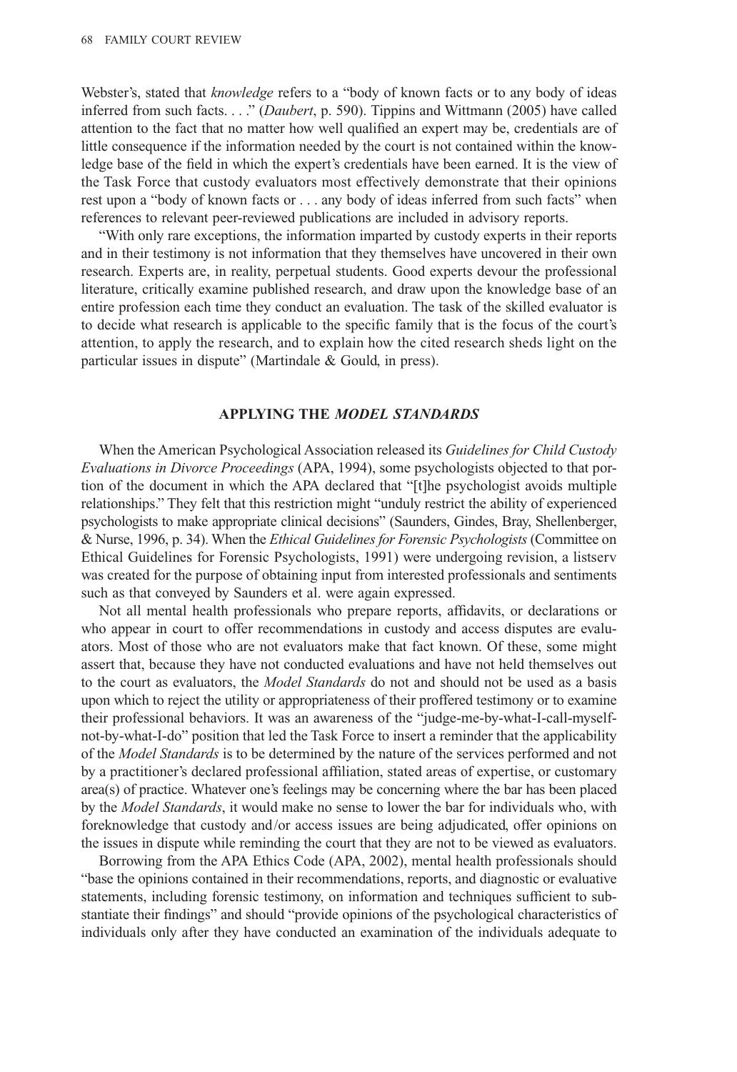Webster's, stated that *knowledge* refers to a "body of known facts or to any body of ideas inferred from such facts. . . ." (*Daubert*, p. 590). Tippins and Wittmann (2005) have called attention to the fact that no matter how well qualified an expert may be, credentials are of little consequence if the information needed by the court is not contained within the knowledge base of the field in which the expert's credentials have been earned. It is the view of the Task Force that custody evaluators most effectively demonstrate that their opinions rest upon a "body of known facts or . . . any body of ideas inferred from such facts" when references to relevant peer-reviewed publications are included in advisory reports.

"With only rare exceptions, the information imparted by custody experts in their reports and in their testimony is not information that they themselves have uncovered in their own research. Experts are, in reality, perpetual students. Good experts devour the professional literature, critically examine published research, and draw upon the knowledge base of an entire profession each time they conduct an evaluation. The task of the skilled evaluator is to decide what research is applicable to the specific family that is the focus of the court's attention, to apply the research, and to explain how the cited research sheds light on the particular issues in dispute" (Martindale & Gould, in press).

## APPLYING THE *MODEL STANDARDS*

When the American Psychological Association released its *Guidelines for Child Custody Evaluations in Divorce Proceedings* (APA, 1994), some psychologists objected to that portion of the document in which the APA declared that "[t]he psychologist avoids multiple relationships." They felt that this restriction might "unduly restrict the ability of experienced psychologists to make appropriate clinical decisions" (Saunders, Gindes, Bray, Shellenberger, & Nurse, 1996, p. 34). When the *Ethical Guidelines for Forensic Psychologists* (Committee on Ethical Guidelines for Forensic Psychologists, 1991) were undergoing revision, a listserv was created for the purpose of obtaining input from interested professionals and sentiments such as that conveyed by Saunders et al. were again expressed.

Not all mental health professionals who prepare reports, affidavits, or declarations or who appear in court to offer recommendations in custody and access disputes are evaluators. Most of those who are not evaluators make that fact known. Of these, some might assert that, because they have not conducted evaluations and have not held themselves out to the court as evaluators, the *Model Standards* do not and should not be used as a basis upon which to reject the utility or appropriateness of their proffered testimony or to examine their professional behaviors. It was an awareness of the "judge-me-by-what-I-call-myself-not-by-what-I-do" position that led the Task Force to insert a reminder that the applicability of the *Model Standards* is to be determined by the nature of the services performed and not by a practitioner's declared professional affiliation, stated areas of expertise, or customary area(s) of practice. Whatever one's feelings may be concerning where the bar has been placed by the *Model Standards*, it would make no sense to lower the bar for individuals who, with foreknowledge that custody and/or access issues are being adjudicated, offer opinions on the issues in dispute while reminding the court that they are not to be viewed as evaluators.

Borrowing from the APA Ethics Code (APA, 2002), mental health professionals should "base the opinions contained in their recommendations, reports, and diagnostic or evaluative statements, including forensic testimony, on information and techniques sufficient to substantiate their findings" and should "provide opinions of the psychological characteristics of individuals only after they have conducted an examination of the individuals adequate to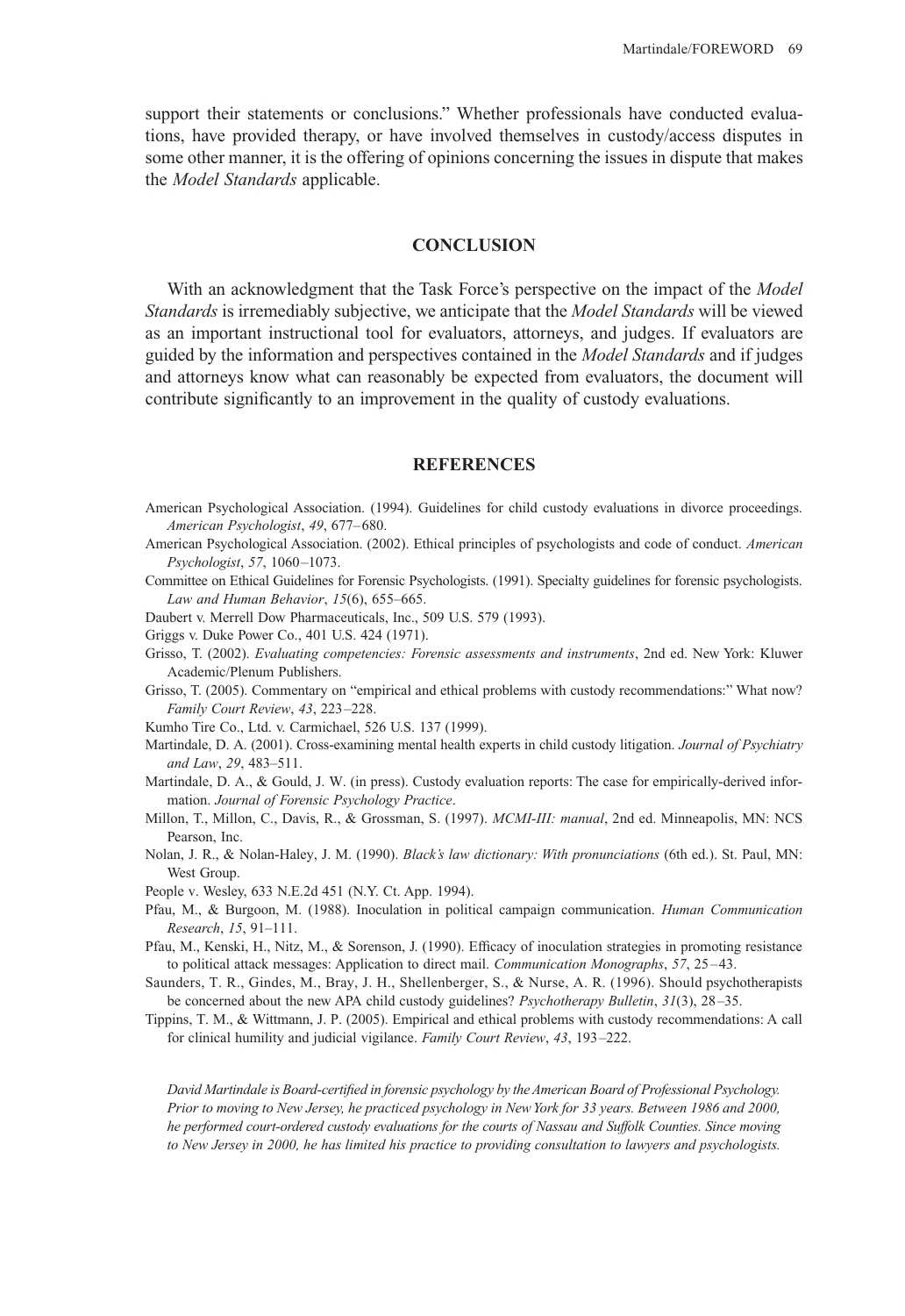support their statements or conclusions." Whether professionals have conducted evaluations, have provided therapy, or have involved themselves in custody/access disputes in some other manner, it is the offering of opinions concerning the issues in dispute that makes the *Model Standards* applicable.

## CONCLUSION

With an acknowledgment that the Task Force's perspective on the impact of the *Model Standards* is irremediably subjective, we anticipate that the *Model Standards* will be viewed as an important instructional tool for evaluators, attorneys, and judges. If evaluators are guided by the information and perspectives contained in the *Model Standards* and if judges and attorneys know what can reasonably be expected from evaluators, the document will contribute significantly to an improvement in the quality of custody evaluations.

## REFERENCES

American Psychological Association. (1994). Guidelines for child custody evaluations in divorce proceedings. *American Psychologist*, *49*, 677–680.

American Psychological Association. (2002). Ethical principles of psychologists and code of conduct. *American Psychologist*, *57*, 1060–1073.

Committee on Ethical Guidelines for Forensic Psychologists. (1991). Specialty guidelines for forensic psychologists. *Law and Human Behavior*, *15*(6), 655–665.

Daubert v. Merrell Dow Pharmaceuticals, Inc., 509 U.S. 579 (1993).

Griggs v. Duke Power Co., 401 U.S. 424 (1971).

Grisso, T. (2002). *Evaluating competencies: Forensic assessments and instruments*, 2nd ed. New York: Kluwer Academic/Plenum Publishers.

Grisso, T. (2005). Commentary on "empirical and ethical problems with custody recommendations:" What now? *Family Court Review*, *43*, 223–228.

Kumho Tire Co., Ltd. v. Carmichael, 526 U.S. 137 (1999).

Martindale, D. A. (2001). Cross-examining mental health experts in child custody litigation. *Journal of Psychiatry and Law*, *29*, 483–511.

Martindale, D. A., & Gould, J. W. (in press). Custody evaluation reports: The case for empirically-derived information. *Journal of Forensic Psychology Practice*.

Millon, T., Millon, C., Davis, R., & Grossman, S. (1997). *MCMI-III: manual*, 2nd ed. Minneapolis, MN: NCS Pearson, Inc.

Nolan, J. R., & Nolan-Haley, J. M. (1990). *Black's law dictionary: With pronunciations* (6th ed.). St. Paul, MN: West Group.

People v. Wesley, 633 N.E.2d 451 (N.Y. Ct. App. 1994).

Pfau, M., & Burgoon, M. (1988). Inoculation in political campaign communication. *Human Communication Research*, *15*, 91–111.

Pfau, M., Kenski, H., Nitz, M., & Sorenson, J. (1990). Efficacy of inoculation strategies in promoting resistance to political attack messages: Application to direct mail. *Communication Monographs*, *57*, 25–43.

Saunders, T. R., Gindes, M., Bray, J. H., Shellenberger, S., & Nurse, A. R. (1996). Should psychotherapists be concerned about the new APA child custody guidelines? *Psychotherapy Bulletin*, *31*(3), 28–35.

Tippins, T. M., & Wittmann, J. P. (2005). Empirical and ethical problems with custody recommendations: A call for clinical humility and judicial vigilance. *Family Court Review*, *43*, 193–222.

*David Martindale is Board-certified in forensic psychology by the American Board of Professional Psychology. Prior to moving to New Jersey, he practiced psychology in New York for 33 years. Between 1986 and 2000, he performed court-ordered custody evaluations for the courts of Nassau and Suffolk Counties. Since moving to New Jersey in 2000, he has limited his practice to providing consultation to lawyers and psychologists.*